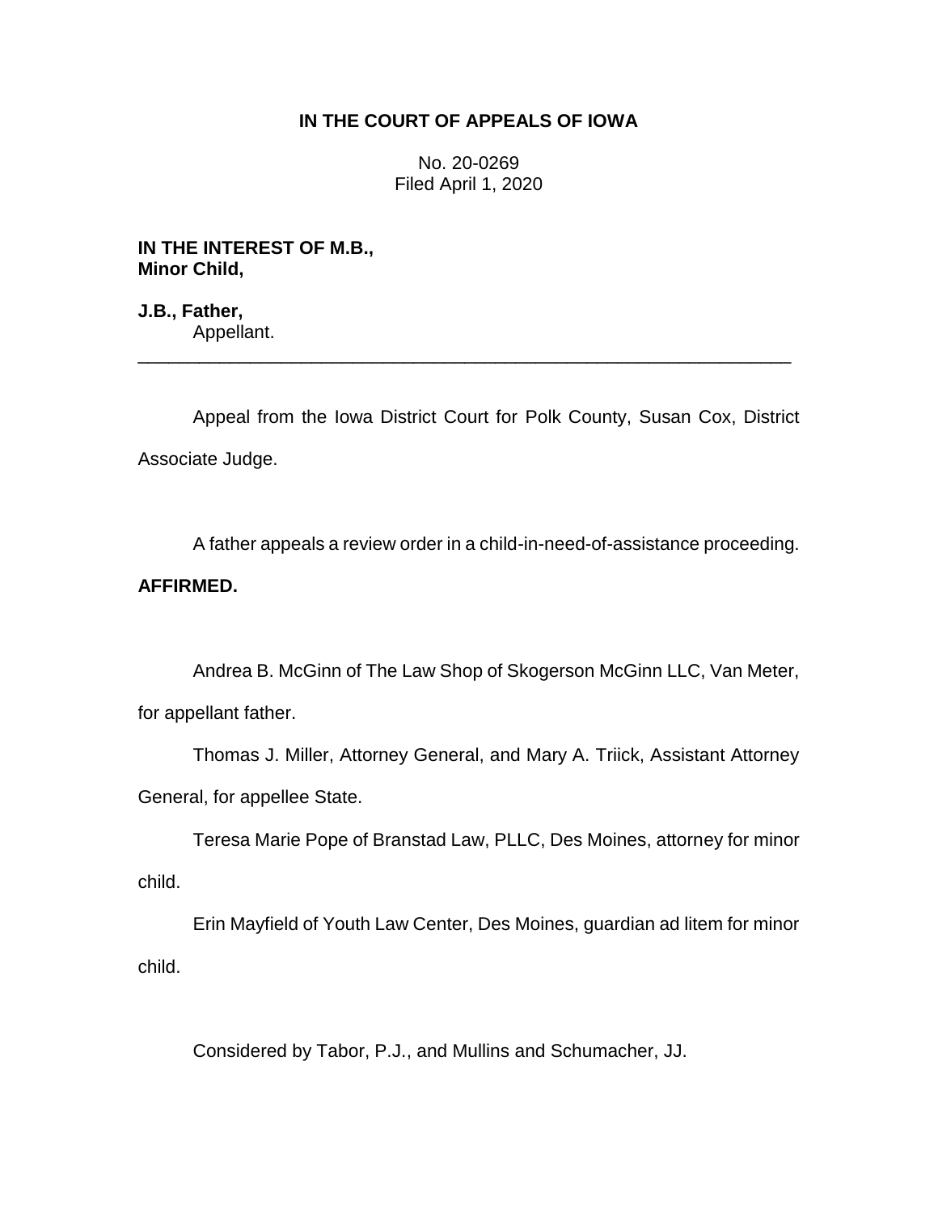# IN THE COURT OF APPEALS OF IOWA

No. 20-0269
Filed April 1, 2020

**IN THE INTEREST OF M.B.,**
**Minor Child,**

**J.B., Father,**
Appellant.

---

Appeal from the Iowa District Court for Polk County, Susan Cox, District Associate Judge.

A father appeals a review order in a child-in-need-of-assistance proceeding.

**AFFIRMED.**

Andrea B. McGinn of The Law Shop of Skogerson McGinn LLC, Van Meter, for appellant father.

Thomas J. Miller, Attorney General, and Mary A. Triick, Assistant Attorney General, for appellee State.

Teresa Marie Pope of Branstad Law, PLLC, Des Moines, attorney for minor child.

Erin Mayfield of Youth Law Center, Des Moines, guardian ad litem for minor child.

Considered by Tabor, P.J., and Mullins and Schumacher, JJ.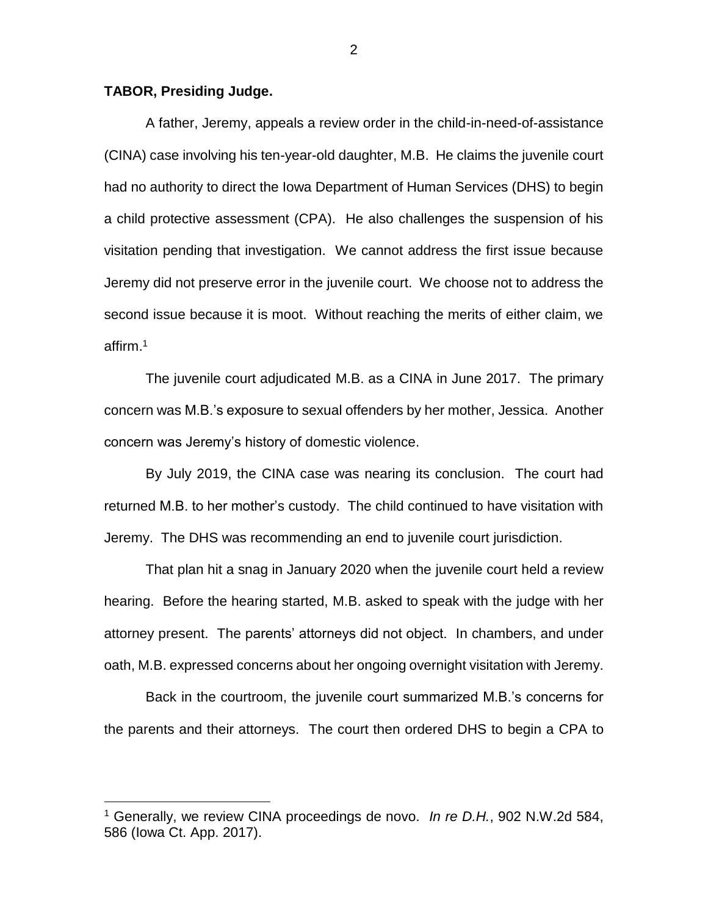**TABOR, Presiding Judge.**

A father, Jeremy, appeals a review order in the child-in-need-of-assistance (CINA) case involving his ten-year-old daughter, M.B. He claims the juvenile court had no authority to direct the Iowa Department of Human Services (DHS) to begin a child protective assessment (CPA). He also challenges the suspension of his visitation pending that investigation. We cannot address the first issue because Jeremy did not preserve error in the juvenile court. We choose not to address the second issue because it is moot. Without reaching the merits of either claim, we affirm.[1]

The juvenile court adjudicated M.B. as a CINA in June 2017. The primary concern was M.B.'s exposure to sexual offenders by her mother, Jessica. Another concern was Jeremy's history of domestic violence.

By July 2019, the CINA case was nearing its conclusion. The court had returned M.B. to her mother's custody. The child continued to have visitation with Jeremy. The DHS was recommending an end to juvenile court jurisdiction.

That plan hit a snag in January 2020 when the juvenile court held a review hearing. Before the hearing started, M.B. asked to speak with the judge with her attorney present. The parents' attorneys did not object. In chambers, and under oath, M.B. expressed concerns about her ongoing overnight visitation with Jeremy.

Back in the courtroom, the juvenile court summarized M.B.'s concerns for the parents and their attorneys. The court then ordered DHS to begin a CPA to

[1] Generally, we review CINA proceedings de novo. *In re D.H.*, 902 N.W.2d 584, 586 (Iowa Ct. App. 2017).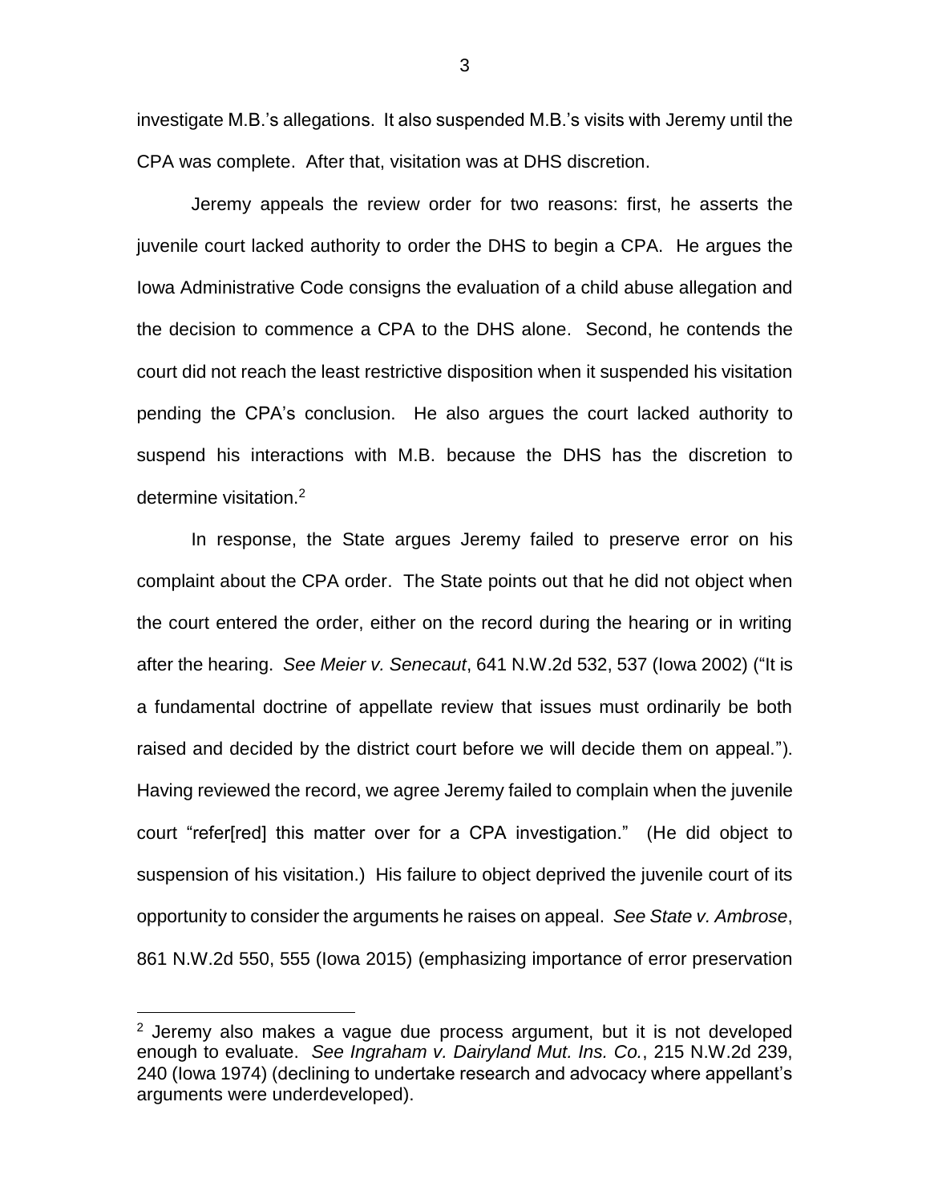investigate M.B.'s allegations. It also suspended M.B.'s visits with Jeremy until the CPA was complete. After that, visitation was at DHS discretion.

Jeremy appeals the review order for two reasons: first, he asserts the juvenile court lacked authority to order the DHS to begin a CPA. He argues the Iowa Administrative Code consigns the evaluation of a child abuse allegation and the decision to commence a CPA to the DHS alone. Second, he contends the court did not reach the least restrictive disposition when it suspended his visitation pending the CPA's conclusion. He also argues the court lacked authority to suspend his interactions with M.B. because the DHS has the discretion to determine visitation.[2]

In response, the State argues Jeremy failed to preserve error on his complaint about the CPA order. The State points out that he did not object when the court entered the order, either on the record during the hearing or in writing after the hearing. *See Meier v. Senecaut*, 641 N.W.2d 532, 537 (Iowa 2002) ("It is a fundamental doctrine of appellate review that issues must ordinarily be both raised and decided by the district court before we will decide them on appeal."). Having reviewed the record, we agree Jeremy failed to complain when the juvenile court "refer[red] this matter over for a CPA investigation." (He did object to suspension of his visitation.) His failure to object deprived the juvenile court of its opportunity to consider the arguments he raises on appeal. *See State v. Ambrose*, 861 N.W.2d 550, 555 (Iowa 2015) (emphasizing importance of error preservation

[2] Jeremy also makes a vague due process argument, but it is not developed enough to evaluate. *See Ingraham v. Dairyland Mut. Ins. Co.*, 215 N.W.2d 239, 240 (Iowa 1974) (declining to undertake research and advocacy where appellant's arguments were underdeveloped).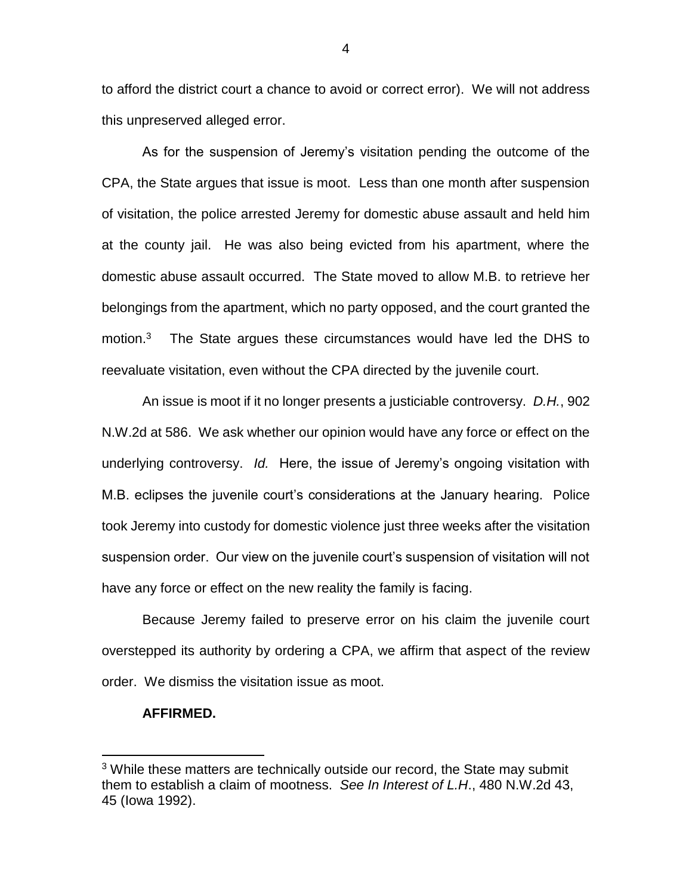to afford the district court a chance to avoid or correct error). We will not address this unpreserved alleged error.

As for the suspension of Jeremy's visitation pending the outcome of the CPA, the State argues that issue is moot. Less than one month after suspension of visitation, the police arrested Jeremy for domestic abuse assault and held him at the county jail. He was also being evicted from his apartment, where the domestic abuse assault occurred. The State moved to allow M.B. to retrieve her belongings from the apartment, which no party opposed, and the court granted the motion.[3] The State argues these circumstances would have led the DHS to reevaluate visitation, even without the CPA directed by the juvenile court.

An issue is moot if it no longer presents a justiciable controversy. *D.H.*, 902 N.W.2d at 586. We ask whether our opinion would have any force or effect on the underlying controversy. *Id.* Here, the issue of Jeremy's ongoing visitation with M.B. eclipses the juvenile court's considerations at the January hearing. Police took Jeremy into custody for domestic violence just three weeks after the visitation suspension order. Our view on the juvenile court's suspension of visitation will not have any force or effect on the new reality the family is facing.

Because Jeremy failed to preserve error on his claim the juvenile court overstepped its authority by ordering a CPA, we affirm that aspect of the review order. We dismiss the visitation issue as moot.

**AFFIRMED.**

---

[3] While these matters are technically outside our record, the State may submit them to establish a claim of mootness. *See In Interest of L.H.*, 480 N.W.2d 43, 45 (Iowa 1992).